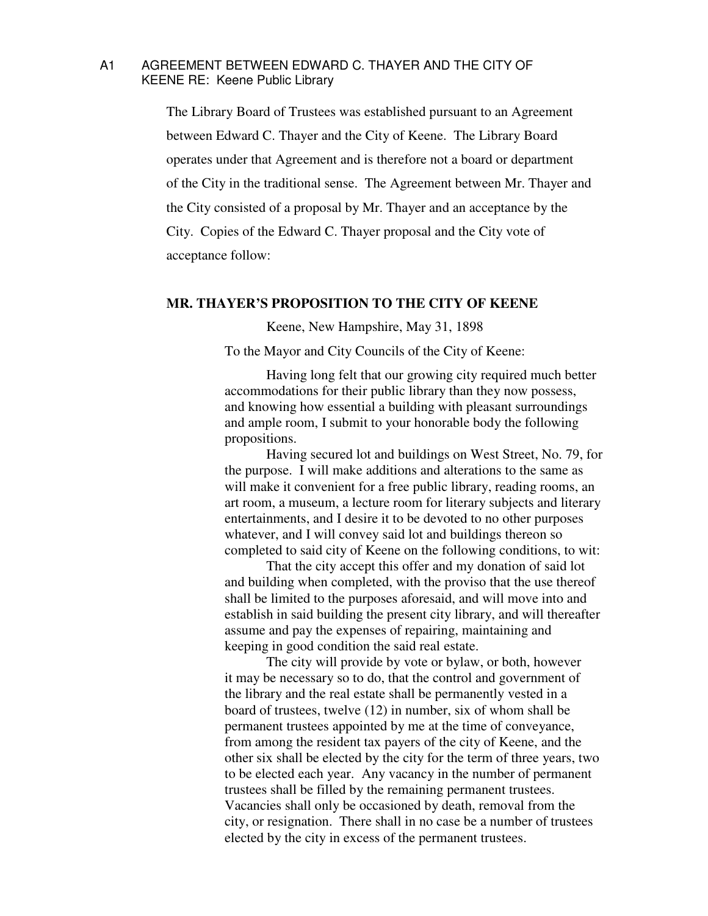# A1 AGREEMENT BETWEEN EDWARD C. THAYER AND THE CITY OF KEENE RE: Keene Public Library

The Library Board of Trustees was established pursuant to an Agreement between Edward C. Thayer and the City of Keene. The Library Board operates under that Agreement and is therefore not a board or department of the City in the traditional sense. The Agreement between Mr. Thayer and the City consisted of a proposal by Mr. Thayer and an acceptance by the City. Copies of the Edward C. Thayer proposal and the City vote of acceptance follow:

## MR. THAYER'S PROPOSITION TO THE CITY OF KEENE

Keene, New Hampshire, May 31, 1898

To the Mayor and City Councils of the City of Keene:

Having long felt that our growing city required much better accommodations for their public library than they now possess, and knowing how essential a building with pleasant surroundings and ample room, I submit to your honorable body the following propositions.

Having secured lot and buildings on West Street, No. 79, for the purpose. I will make additions and alterations to the same as will make it convenient for a free public library, reading rooms, an art room, a museum, a lecture room for literary subjects and literary entertainments, and I desire it to be devoted to no other purposes whatever, and I will convey said lot and buildings thereon so completed to said city of Keene on the following conditions, to wit:

That the city accept this offer and my donation of said lot and building when completed, with the proviso that the use thereof shall be limited to the purposes aforesaid, and will move into and establish in said building the present city library, and will thereafter assume and pay the expenses of repairing, maintaining and keeping in good condition the said real estate.

The city will provide by vote or bylaw, or both, however it may be necessary so to do, that the control and government of the library and the real estate shall be permanently vested in a board of trustees, twelve (12) in number, six of whom shall be permanent trustees appointed by me at the time of conveyance, from among the resident tax payers of the city of Keene, and the other six shall be elected by the city for the term of three years, two to be elected each year. Any vacancy in the number of permanent trustees shall be filled by the remaining permanent trustees. Vacancies shall only be occasioned by death, removal from the city, or resignation. There shall in no case be a number of trustees elected by the city in excess of the permanent trustees.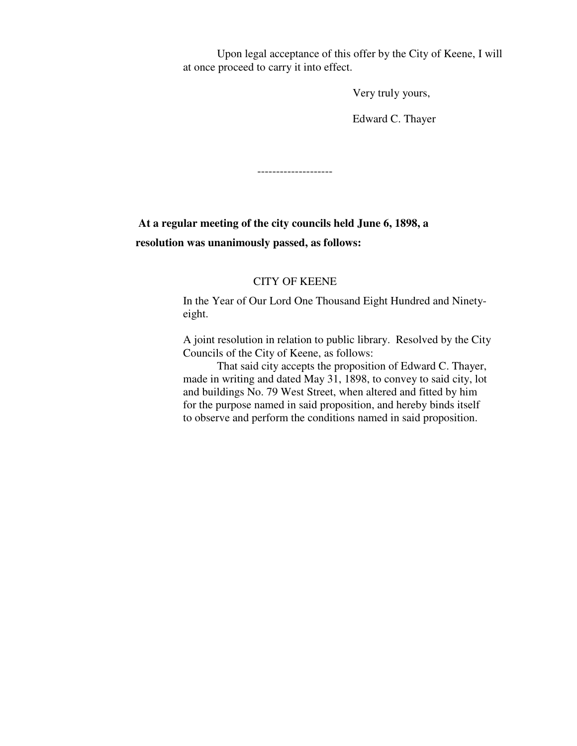Upon legal acceptance of this offer by the City of Keene, I will at once proceed to carry it into effect.

Very truly yours,

Edward C. Thayer

--------------------

**At a regular meeting of the city councils held June 6, 1898, a resolution was unanimously passed, as follows:**

CITY OF KEENE

In the Year of Our Lord One Thousand Eight Hundred and Ninety-eight.

A joint resolution in relation to public library. Resolved by the City Councils of the City of Keene, as follows:

That said city accepts the proposition of Edward C. Thayer, made in writing and dated May 31, 1898, to convey to said city, lot and buildings No. 79 West Street, when altered and fitted by him for the purpose named in said proposition, and hereby binds itself to observe and perform the conditions named in said proposition.